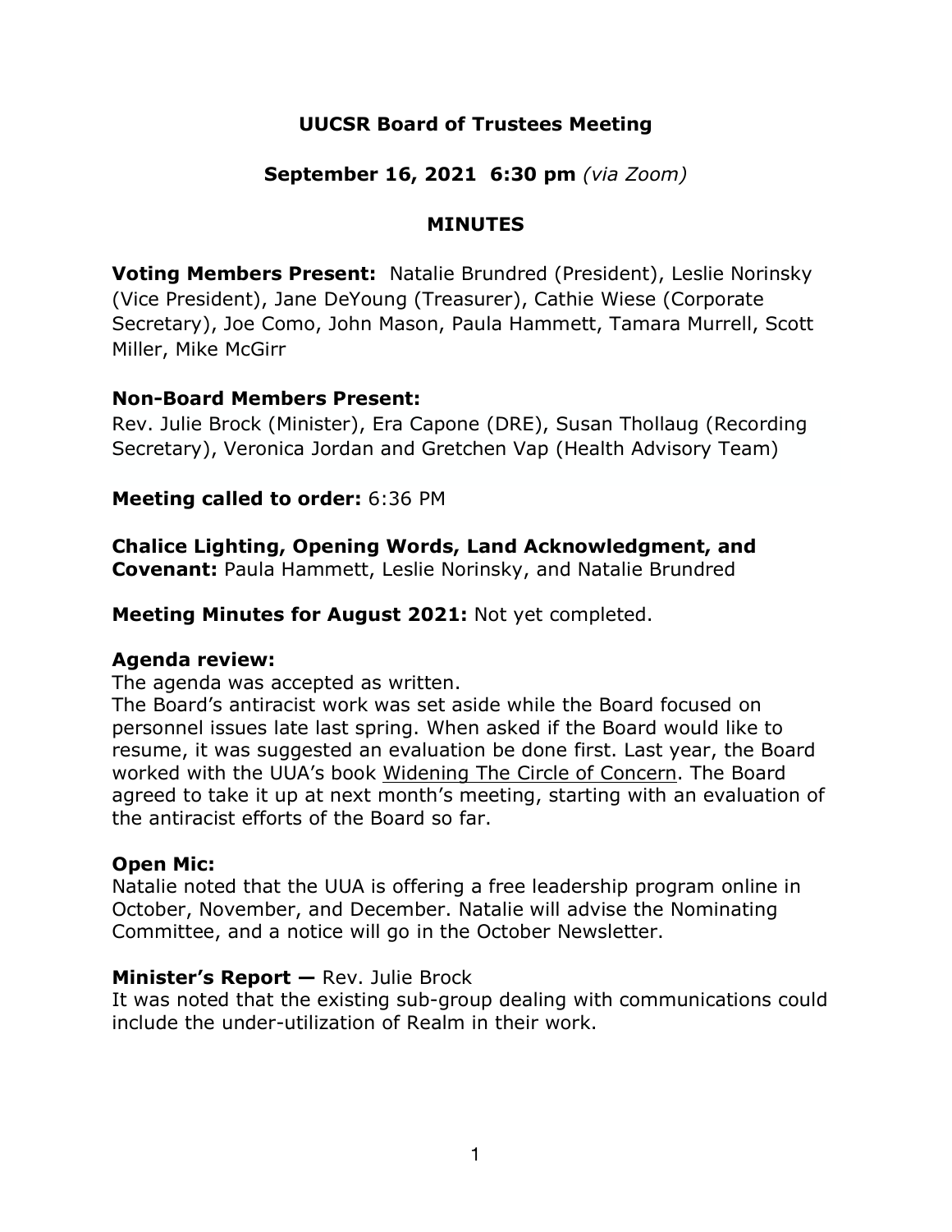# UUCSR Board of Trustees Meeting

## September 16, 2021 6:30 pm *(via Zoom)*

## MINUTES

**Voting Members Present:** Natalie Brundred (President), Leslie Norinsky (Vice President), Jane DeYoung (Treasurer), Cathie Wiese (Corporate Secretary), Joe Como, John Mason, Paula Hammett, Tamara Murrell, Scott Miller, Mike McGirr

**Non-Board Members Present:**
Rev. Julie Brock (Minister), Era Capone (DRE), Susan Thollaug (Recording Secretary), Veronica Jordan and Gretchen Vap (Health Advisory Team)

**Meeting called to order:** 6:36 PM

**Chalice Lighting, Opening Words, Land Acknowledgment, and Covenant:** Paula Hammett, Leslie Norinsky, and Natalie Brundred

**Meeting Minutes for August 2021:** Not yet completed.

**Agenda review:**
The agenda was accepted as written.
The Board's antiracist work was set aside while the Board focused on personnel issues late last spring. When asked if the Board would like to resume, it was suggested an evaluation be done first. Last year, the Board worked with the UUA's book Widening The Circle of Concern. The Board agreed to take it up at next month's meeting, starting with an evaluation of the antiracist efforts of the Board so far.

**Open Mic:**
Natalie noted that the UUA is offering a free leadership program online in October, November, and December. Natalie will advise the Nominating Committee, and a notice will go in the October Newsletter.

**Minister's Report —** Rev. Julie Brock
It was noted that the existing sub-group dealing with communications could include the under-utilization of Realm in their work.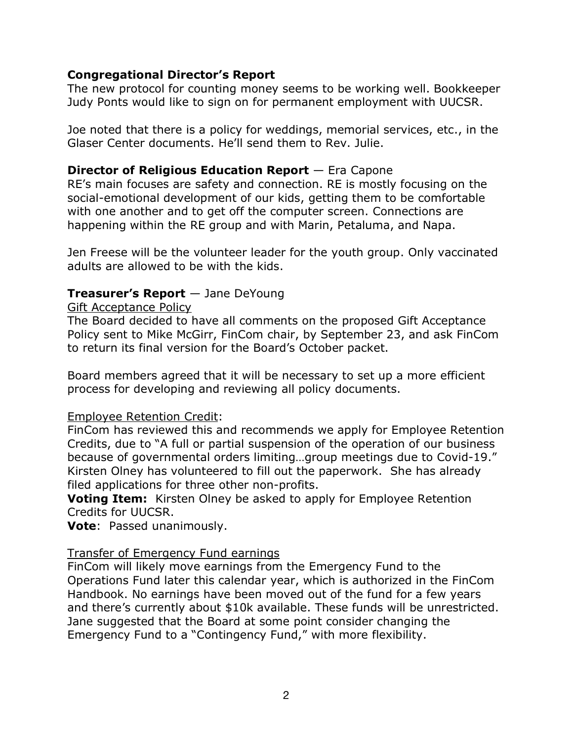**Congregational Director's Report**
The new protocol for counting money seems to be working well. Bookkeeper Judy Ponts would like to sign on for permanent employment with UUCSR.

Joe noted that there is a policy for weddings, memorial services, etc., in the Glaser Center documents. He'll send them to Rev. Julie.

**Director of Religious Education Report** — Era Capone
RE's main focuses are safety and connection. RE is mostly focusing on the social-emotional development of our kids, getting them to be comfortable with one another and to get off the computer screen. Connections are happening within the RE group and with Marin, Petaluma, and Napa.

Jen Freese will be the volunteer leader for the youth group. Only vaccinated adults are allowed to be with the kids.

**Treasurer's Report** — Jane DeYoung
<u>Gift Acceptance Policy</u>
The Board decided to have all comments on the proposed Gift Acceptance Policy sent to Mike McGirr, FinCom chair, by September 23, and ask FinCom to return its final version for the Board's October packet.

Board members agreed that it will be necessary to set up a more efficient process for developing and reviewing all policy documents.

<u>Employee Retention Credit</u>:
FinCom has reviewed this and recommends we apply for Employee Retention Credits, due to "A full or partial suspension of the operation of our business because of governmental orders limiting…group meetings due to Covid-19." Kirsten Olney has volunteered to fill out the paperwork. She has already filed applications for three other non-profits.
**Voting Item:** Kirsten Olney be asked to apply for Employee Retention Credits for UUCSR.
**Vote**: Passed unanimously.

<u>Transfer of Emergency Fund earnings</u>
FinCom will likely move earnings from the Emergency Fund to the Operations Fund later this calendar year, which is authorized in the FinCom Handbook. No earnings have been moved out of the fund for a few years and there's currently about $10k available. These funds will be unrestricted. Jane suggested that the Board at some point consider changing the Emergency Fund to a "Contingency Fund," with more flexibility.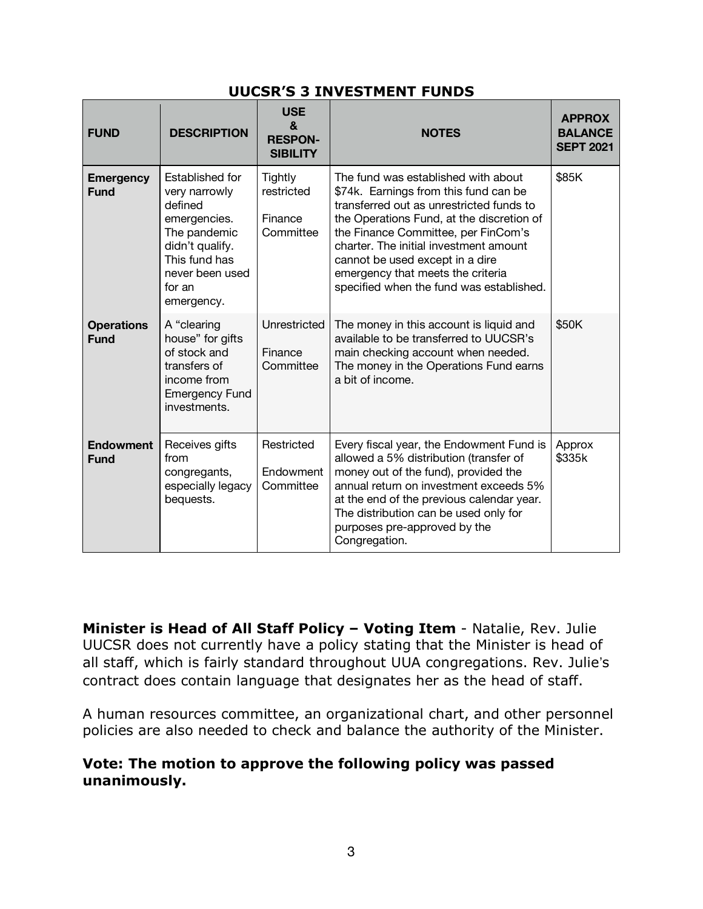## UUCSR'S 3 INVESTMENT FUNDS

| FUND | DESCRIPTION | USE & RESPON-SIBILITY | NOTES | APPROX BALANCE SEPT 2021 |
|---|---|---|---|---|
| **Emergency Fund** | Established for very narrowly defined emergencies. The pandemic didn't qualify. This fund has never been used for an emergency. | Tightly restricted<br><br>Finance Committee | The fund was established with about \$74k. Earnings from this fund can be transferred out as unrestricted funds to the Operations Fund, at the discretion of the Finance Committee, per FinCom's charter. The initial investment amount cannot be used except in a dire emergency that meets the criteria specified when the fund was established. | \$85K |
| **Operations Fund** | A "clearing house" for gifts of stock and transfers of income from Emergency Fund investments. | Unrestricted<br><br>Finance Committee | The money in this account is liquid and available to be transferred to UUCSR's main checking account when needed. The money in the Operations Fund earns a bit of income. | \$50K |
| **Endowment Fund** | Receives gifts from congregants, especially legacy bequests. | Restricted<br><br>Endowment Committee | Every fiscal year, the Endowment Fund is allowed a 5% distribution (transfer of money out of the fund), provided the annual return on investment exceeds 5% at the end of the previous calendar year. The distribution can be used only for purposes pre-approved by the Congregation. | Approx \$335k |

**Minister is Head of All Staff Policy – Voting Item** - Natalie, Rev. Julie
UUCSR does not currently have a policy stating that the Minister is head of all staff, which is fairly standard throughout UUA congregations. Rev. Julie's contract does contain language that designates her as the head of staff.

A human resources committee, an organizational chart, and other personnel policies are also needed to check and balance the authority of the Minister.

**Vote: The motion to approve the following policy was passed unanimously.**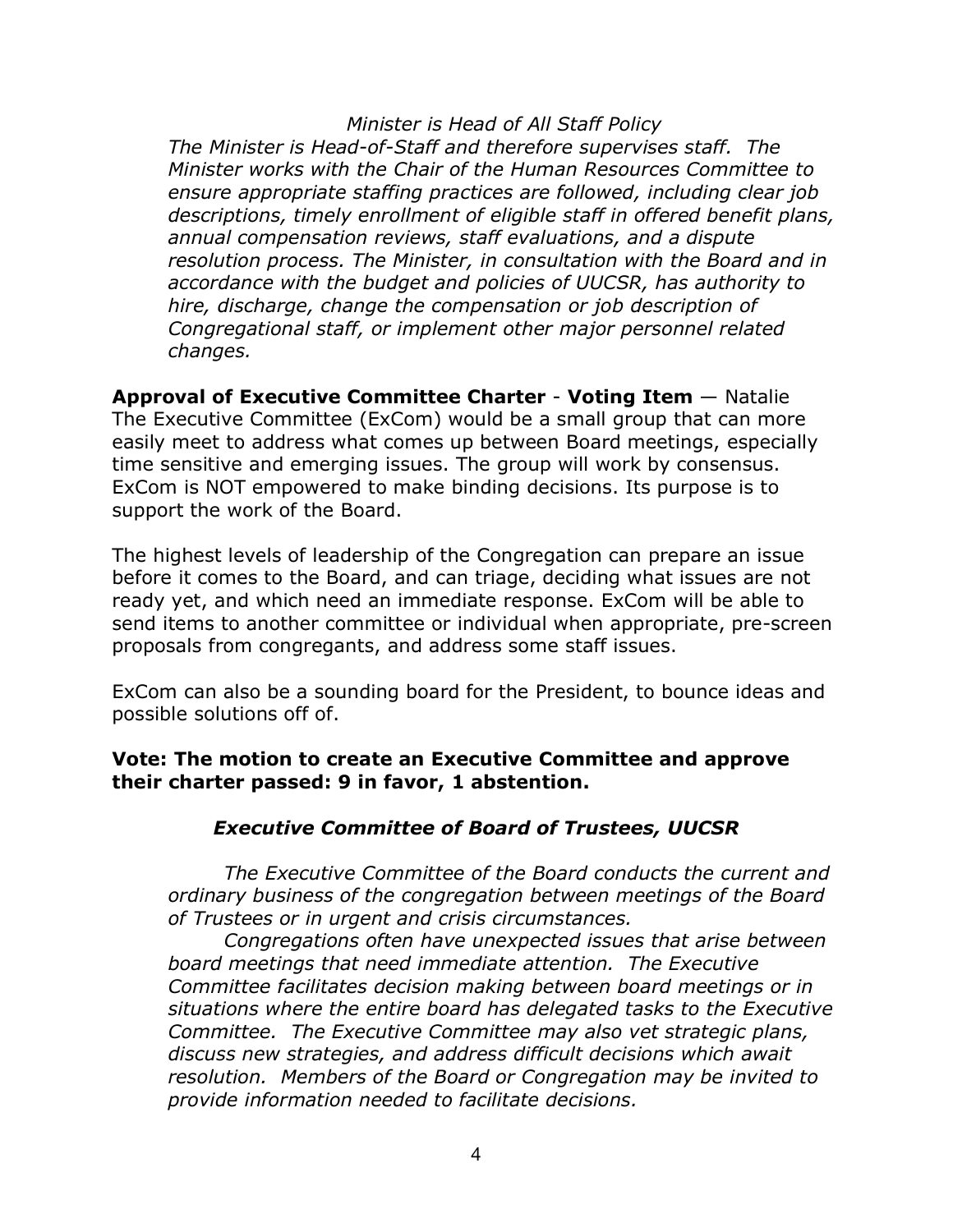*Minister is Head of All Staff Policy*

*The Minister is Head-of-Staff and therefore supervises staff. The Minister works with the Chair of the Human Resources Committee to ensure appropriate staffing practices are followed, including clear job descriptions, timely enrollment of eligible staff in offered benefit plans, annual compensation reviews, staff evaluations, and a dispute resolution process. The Minister, in consultation with the Board and in accordance with the budget and policies of UUCSR, has authority to hire, discharge, change the compensation or job description of Congregational staff, or implement other major personnel related changes.*

**Approval of Executive Committee Charter** - **Voting Item** — Natalie

The Executive Committee (ExCom) would be a small group that can more easily meet to address what comes up between Board meetings, especially time sensitive and emerging issues. The group will work by consensus. ExCom is NOT empowered to make binding decisions. Its purpose is to support the work of the Board.

The highest levels of leadership of the Congregation can prepare an issue before it comes to the Board, and can triage, deciding what issues are not ready yet, and which need an immediate response. ExCom will be able to send items to another committee or individual when appropriate, pre-screen proposals from congregants, and address some staff issues.

ExCom can also be a sounding board for the President, to bounce ideas and possible solutions off of.

**Vote: The motion to create an Executive Committee and approve their charter passed: 9 in favor, 1 abstention.**

***Executive Committee of Board of Trustees, UUCSR***

*The Executive Committee of the Board conducts the current and ordinary business of the congregation between meetings of the Board of Trustees or in urgent and crisis circumstances.*

*Congregations often have unexpected issues that arise between board meetings that need immediate attention. The Executive Committee facilitates decision making between board meetings or in situations where the entire board has delegated tasks to the Executive Committee. The Executive Committee may also vet strategic plans, discuss new strategies, and address difficult decisions which await resolution. Members of the Board or Congregation may be invited to provide information needed to facilitate decisions.*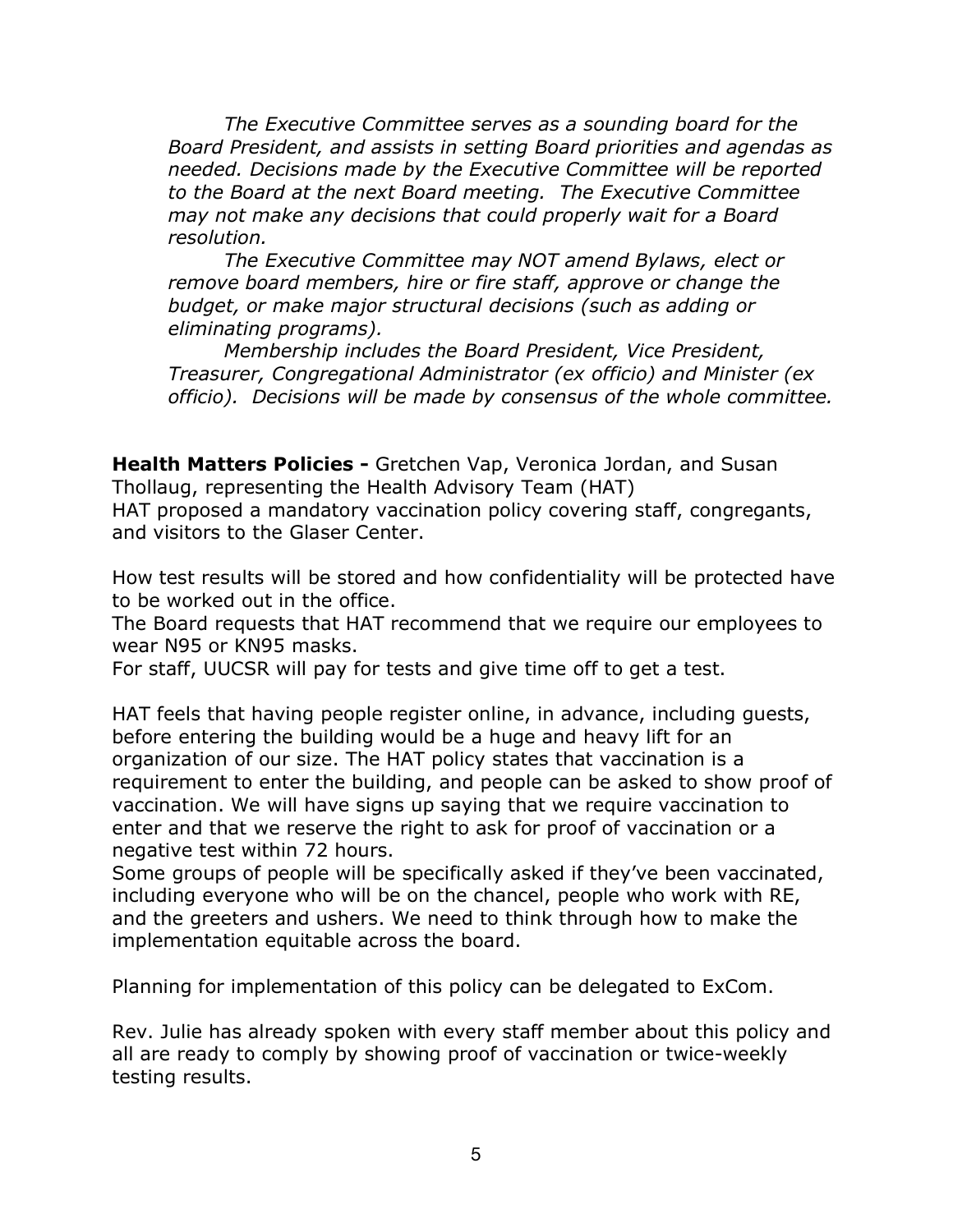*The Executive Committee serves as a sounding board for the Board President, and assists in setting Board priorities and agendas as needed. Decisions made by the Executive Committee will be reported to the Board at the next Board meeting. The Executive Committee may not make any decisions that could properly wait for a Board resolution.*

*The Executive Committee may NOT amend Bylaws, elect or remove board members, hire or fire staff, approve or change the budget, or make major structural decisions (such as adding or eliminating programs).*

*Membership includes the Board President, Vice President, Treasurer, Congregational Administrator (ex officio) and Minister (ex officio). Decisions will be made by consensus of the whole committee.*

**Health Matters Policies -** Gretchen Vap, Veronica Jordan, and Susan Thollaug, representing the Health Advisory Team (HAT)
HAT proposed a mandatory vaccination policy covering staff, congregants, and visitors to the Glaser Center.

How test results will be stored and how confidentiality will be protected have to be worked out in the office.
The Board requests that HAT recommend that we require our employees to wear N95 or KN95 masks.
For staff, UUCSR will pay for tests and give time off to get a test.

HAT feels that having people register online, in advance, including guests, before entering the building would be a huge and heavy lift for an organization of our size. The HAT policy states that vaccination is a requirement to enter the building, and people can be asked to show proof of vaccination. We will have signs up saying that we require vaccination to enter and that we reserve the right to ask for proof of vaccination or a negative test within 72 hours.
Some groups of people will be specifically asked if they've been vaccinated, including everyone who will be on the chancel, people who work with RE, and the greeters and ushers. We need to think through how to make the implementation equitable across the board.

Planning for implementation of this policy can be delegated to ExCom.

Rev. Julie has already spoken with every staff member about this policy and all are ready to comply by showing proof of vaccination or twice-weekly testing results.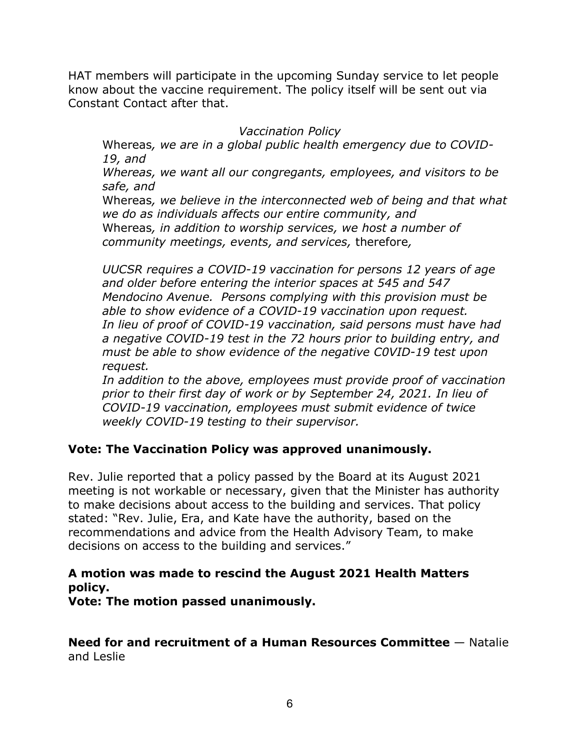HAT members will participate in the upcoming Sunday service to let people know about the vaccine requirement. The policy itself will be sent out via Constant Contact after that.

> *Vaccination Policy*
>
> Whereas*, we are in a global public health emergency due to COVID-19, and*
> *Whereas, we want all our congregants, employees, and visitors to be safe, and*
> Whereas*, we believe in the interconnected web of being and that what we do as individuals affects our entire community, and*
> Whereas*, in addition to worship services, we host a number of community meetings, events, and services,* therefore*,*
>
> *UUCSR requires a COVID-19 vaccination for persons 12 years of age and older before entering the interior spaces at 545 and 547 Mendocino Avenue. Persons complying with this provision must be able to show evidence of a COVID-19 vaccination upon request.*
> *In lieu of proof of COVID-19 vaccination, said persons must have had a negative COVID-19 test in the 72 hours prior to building entry, and must be able to show evidence of the negative C0VID-19 test upon request.*
> *In addition to the above, employees must provide proof of vaccination prior to their first day of work or by September 24, 2021. In lieu of COVID-19 vaccination, employees must submit evidence of twice weekly COVID-19 testing to their supervisor.*

**Vote: The Vaccination Policy was approved unanimously.**

Rev. Julie reported that a policy passed by the Board at its August 2021 meeting is not workable or necessary, given that the Minister has authority to make decisions about access to the building and services. That policy stated: "Rev. Julie, Era, and Kate have the authority, based on the recommendations and advice from the Health Advisory Team, to make decisions on access to the building and services."

**A motion was made to rescind the August 2021 Health Matters policy.**
**Vote: The motion passed unanimously.**

**Need for and recruitment of a Human Resources Committee** — Natalie and Leslie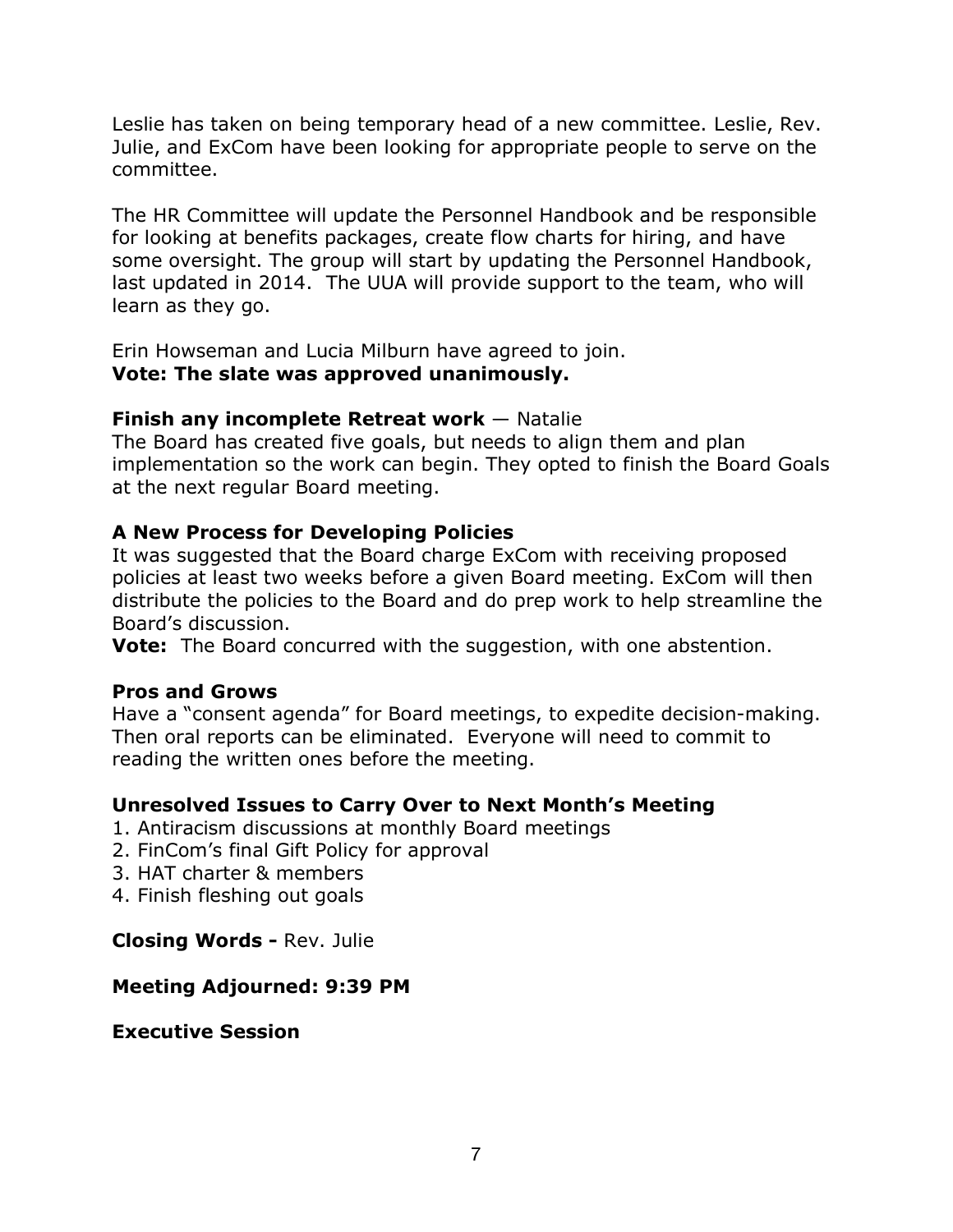Leslie has taken on being temporary head of a new committee. Leslie, Rev. Julie, and ExCom have been looking for appropriate people to serve on the committee.

The HR Committee will update the Personnel Handbook and be responsible for looking at benefits packages, create flow charts for hiring, and have some oversight. The group will start by updating the Personnel Handbook, last updated in 2014. The UUA will provide support to the team, who will learn as they go.

Erin Howseman and Lucia Milburn have agreed to join.
**Vote: The slate was approved unanimously.**

**Finish any incomplete Retreat work** — Natalie
The Board has created five goals, but needs to align them and plan implementation so the work can begin. They opted to finish the Board Goals at the next regular Board meeting.

**A New Process for Developing Policies**
It was suggested that the Board charge ExCom with receiving proposed policies at least two weeks before a given Board meeting. ExCom will then distribute the policies to the Board and do prep work to help streamline the Board's discussion.
**Vote:** The Board concurred with the suggestion, with one abstention.

**Pros and Grows**
Have a "consent agenda" for Board meetings, to expedite decision-making. Then oral reports can be eliminated. Everyone will need to commit to reading the written ones before the meeting.

**Unresolved Issues to Carry Over to Next Month's Meeting**

1. Antiracism discussions at monthly Board meetings
2. FinCom's final Gift Policy for approval
3. HAT charter & members
4. Finish fleshing out goals

**Closing Words -** Rev. Julie

**Meeting Adjourned: 9:39 PM**

**Executive Session**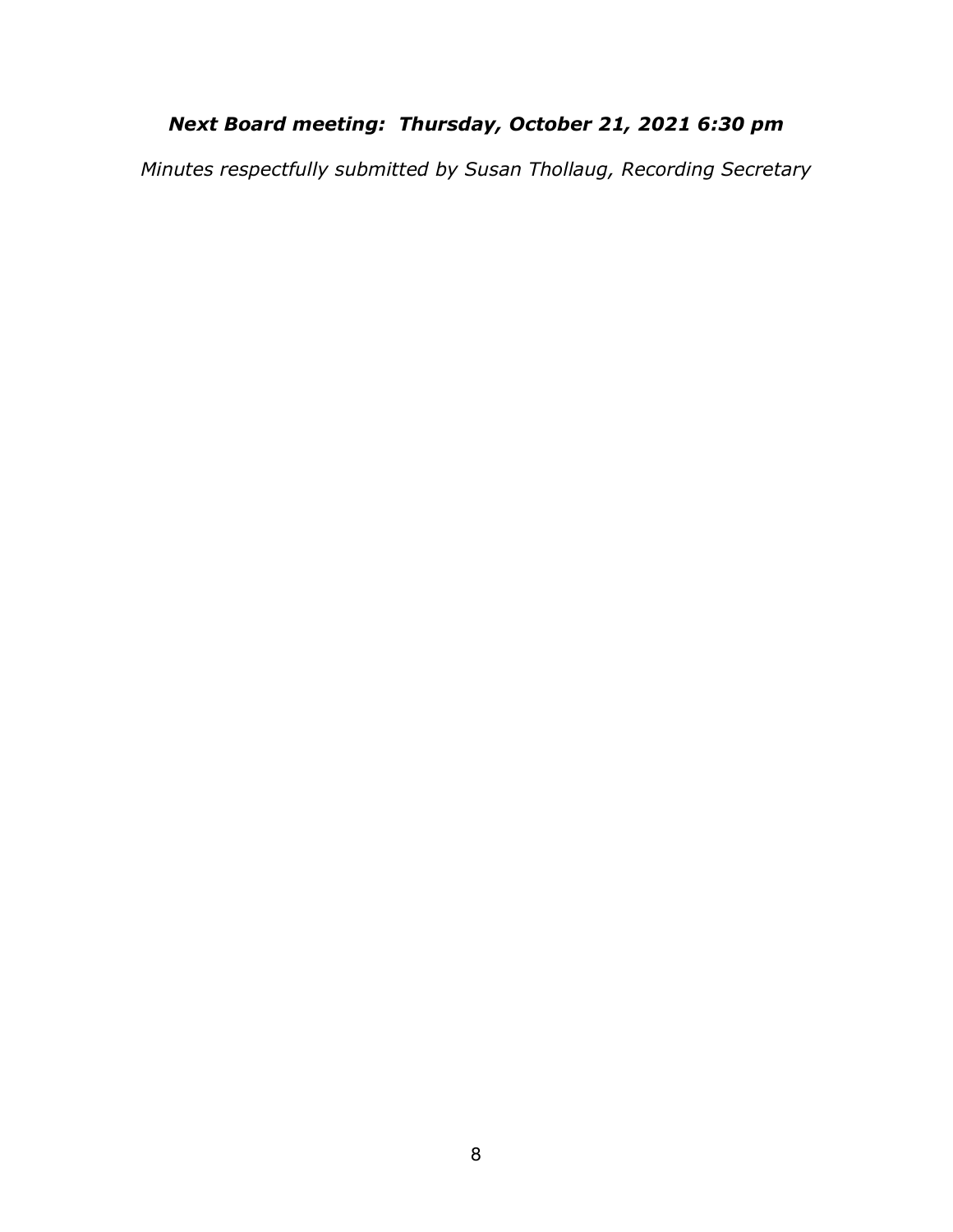***Next Board meeting: Thursday, October 21, 2021 6:30 pm***

*Minutes respectfully submitted by Susan Thollaug, Recording Secretary*